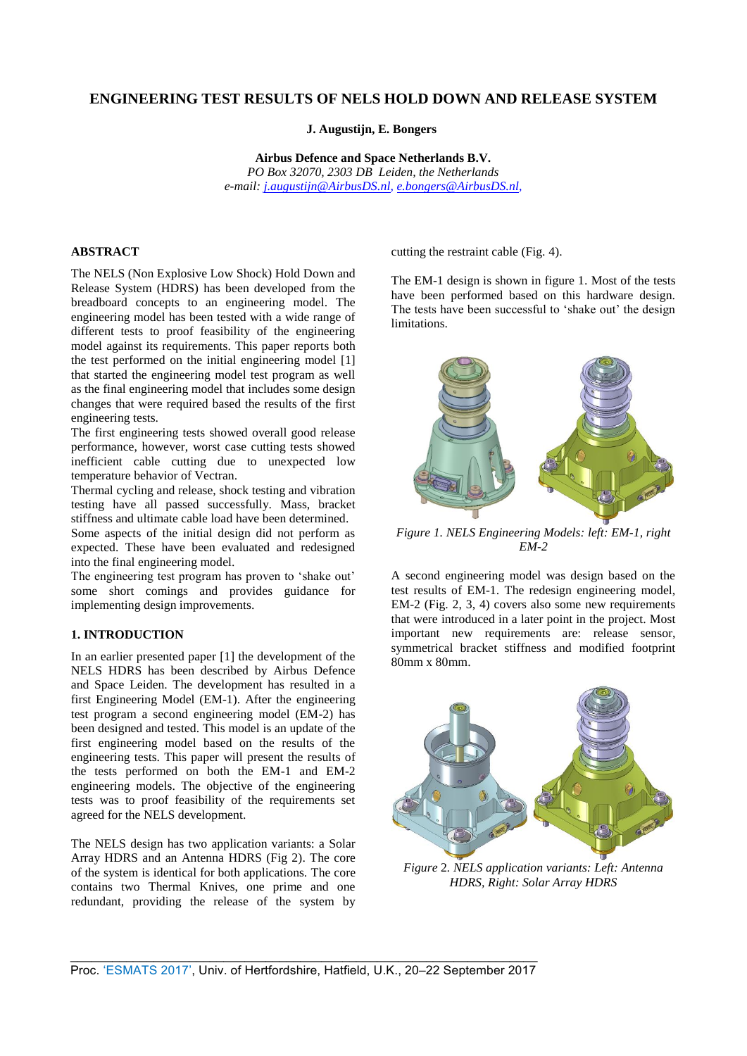# ENGINEERING TEST RESULTS OF NELS HOLD DOWN AND RELEASE SYSTEM

**J. Augustijn, E. Bongers**

**Airbus Defence and Space Netherlands B.V.**
*PO Box 32070, 2303 DB Leiden, the Netherlands*
*e-mail: j.augustijn@AirbusDS.nl, e.bongers@AirbusDS.nl,*

## ABSTRACT

The NELS (Non Explosive Low Shock) Hold Down and Release System (HDRS) has been developed from the breadboard concepts to an engineering model. The engineering model has been tested with a wide range of different tests to proof feasibility of the engineering model against its requirements. This paper reports both the test performed on the initial engineering model [1] that started the engineering model test program as well as the final engineering model that includes some design changes that were required based the results of the first engineering tests.

The first engineering tests showed overall good release performance, however, worst case cutting tests showed inefficient cable cutting due to unexpected low temperature behavior of Vectran.

Thermal cycling and release, shock testing and vibration testing have all passed successfully. Mass, bracket stiffness and ultimate cable load have been determined.

Some aspects of the initial design did not perform as expected. These have been evaluated and redesigned into the final engineering model.

The engineering test program has proven to 'shake out' some short comings and provides guidance for implementing design improvements.

## 1. INTRODUCTION

In an earlier presented paper [1] the development of the NELS HDRS has been described by Airbus Defence and Space Leiden. The development has resulted in a first Engineering Model (EM-1). After the engineering test program a second engineering model (EM-2) has been designed and tested. This model is an update of the first engineering model based on the results of the engineering tests. This paper will present the results of the tests performed on both the EM-1 and EM-2 engineering models. The objective of the engineering tests was to proof feasibility of the requirements set agreed for the NELS development.

The NELS design has two application variants: a Solar Array HDRS and an Antenna HDRS (Fig 2). The core of the system is identical for both applications. The core contains two Thermal Knives, one prime and one redundant, providing the release of the system by cutting the restraint cable (Fig. 4).

The EM-1 design is shown in figure 1. Most of the tests have been performed based on this hardware design. The tests have been successful to 'shake out' the design limitations.

*Figure 1. NELS Engineering Models: left: EM-1, right EM-2*

A second engineering model was design based on the test results of EM-1. The redesign engineering model, EM-2 (Fig. 2, 3, 4) covers also some new requirements that were introduced in a later point in the project. Most important new requirements are: release sensor, symmetrical bracket stiffness and modified footprint 80mm x 80mm.

*Figure 2. NELS application variants: Left: Antenna HDRS, Right: Solar Array HDRS*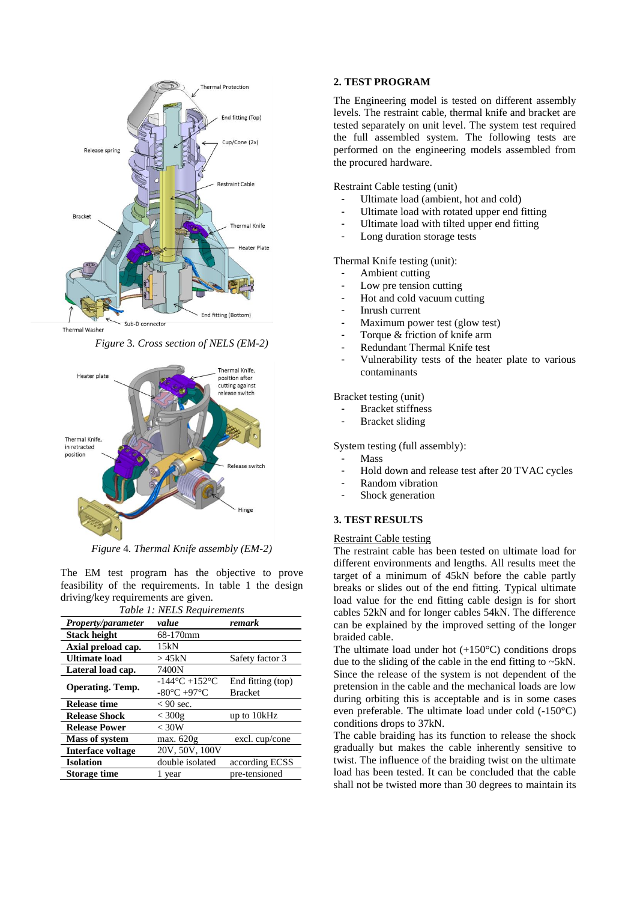*Figure 3. Cross section of NELS (EM-2)*

*Figure 4. Thermal Knife assembly (EM-2)*

The EM test program has the objective to prove feasibility of the requirements. In table 1 the design driving/key requirements are given.

*Table 1: NELS Requirements*

| *Property/parameter* | *value* | *remark* |
|---|---|---|
| **Stack height** | 68-170mm | |
| **Axial preload cap.** | 15kN | |
| **Ultimate load** | > 45kN | Safety factor 3 |
| **Lateral load cap.** | 7400N | |
| **Operating. Temp.** | -144°C +152°C | End fitting (top) |
| | -80°C +97°C | Bracket |
| **Release time** | < 90 sec. | |
| **Release Shock** | < 300g | up to 10kHz |
| **Release Power** | < 30W | |
| **Mass of system** | max. 620g | excl. cup/cone |
| **Interface voltage** | 20V, 50V, 100V | |
| **Isolation** | double isolated | according ECSS |
| **Storage time** | 1 year | pre-tensioned |

## 2. TEST PROGRAM

The Engineering model is tested on different assembly levels. The restraint cable, thermal knife and bracket are tested separately on unit level. The system test required the full assembled system. The following tests are performed on the engineering models assembled from the procured hardware.

Restraint Cable testing (unit)

- Ultimate load (ambient, hot and cold)
- Ultimate load with rotated upper end fitting
- Ultimate load with tilted upper end fitting
- Long duration storage tests

Thermal Knife testing (unit):

- Ambient cutting
- Low pre tension cutting
- Hot and cold vacuum cutting
- Inrush current
- Maximum power test (glow test)
- Torque & friction of knife arm
- Redundant Thermal Knife test
- Vulnerability tests of the heater plate to various contaminants

Bracket testing (unit)

- Bracket stiffness
- Bracket sliding

System testing (full assembly):

- Mass
- Hold down and release test after 20 TVAC cycles
- Random vibration
- Shock generation

## 3. TEST RESULTS

Restraint Cable testing

The restraint cable has been tested on ultimate load for different environments and lengths. All results meet the target of a minimum of 45kN before the cable partly breaks or slides out of the end fitting. Typical ultimate load value for the end fitting cable design is for short cables 52kN and for longer cables 54kN. The difference can be explained by the improved setting of the longer braided cable.

The ultimate load under hot (+150°C) conditions drops due to the sliding of the cable in the end fitting to ~5kN. Since the release of the system is not dependent of the pretension in the cable and the mechanical loads are low during orbiting this is acceptable and is in some cases even preferable. The ultimate load under cold (-150°C) conditions drops to 37kN.

The cable braiding has its function to release the shock gradually but makes the cable inherently sensitive to twist. The influence of the braiding twist on the ultimate load has been tested. It can be concluded that the cable shall not be twisted more than 30 degrees to maintain its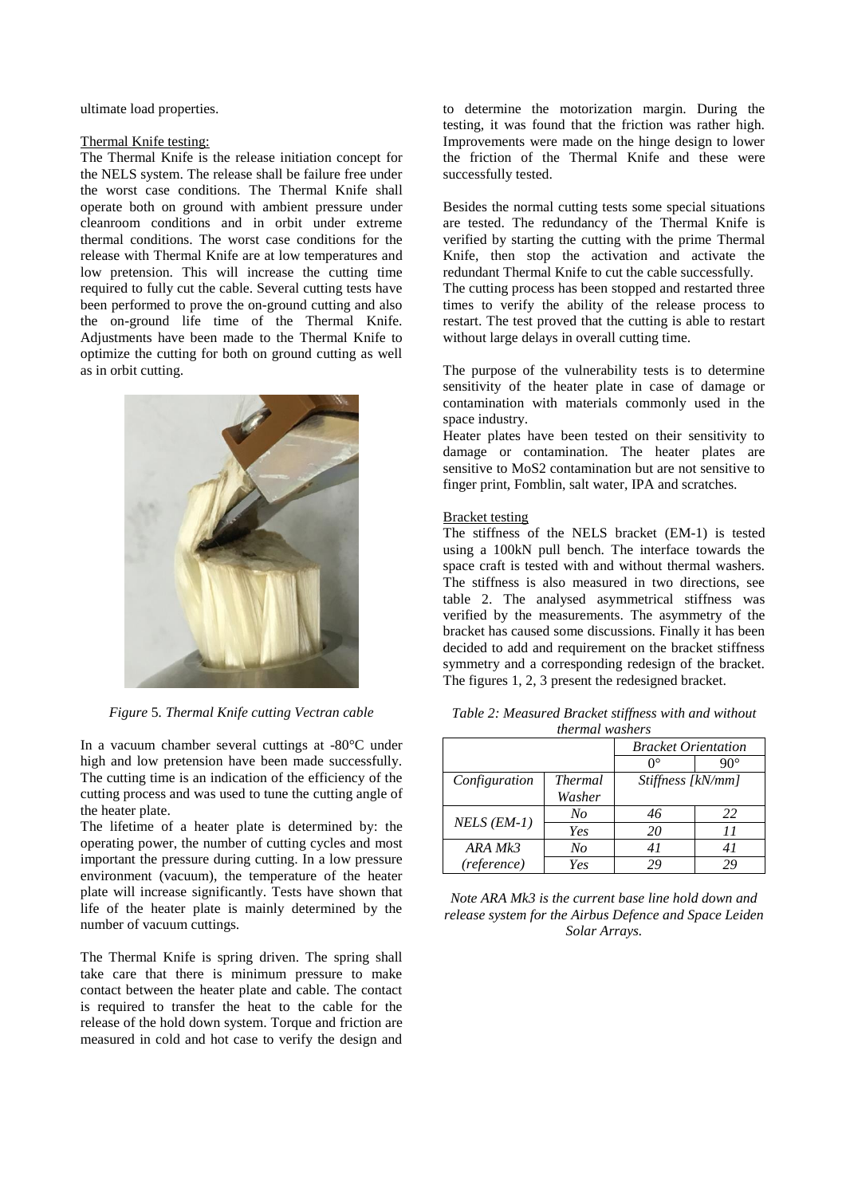ultimate load properties.

Thermal Knife testing:

The Thermal Knife is the release initiation concept for the NELS system. The release shall be failure free under the worst case conditions. The Thermal Knife shall operate both on ground with ambient pressure under cleanroom conditions and in orbit under extreme thermal conditions. The worst case conditions for the release with Thermal Knife are at low temperatures and low pretension. This will increase the cutting time required to fully cut the cable. Several cutting tests have been performed to prove the on-ground cutting and also the on-ground life time of the Thermal Knife. Adjustments have been made to the Thermal Knife to optimize the cutting for both on ground cutting as well as in orbit cutting.

*Figure* 5. *Thermal Knife cutting Vectran cable*

In a vacuum chamber several cuttings at -80°C under high and low pretension have been made successfully. The cutting time is an indication of the efficiency of the cutting process and was used to tune the cutting angle of the heater plate.

The lifetime of a heater plate is determined by: the operating power, the number of cutting cycles and most important the pressure during cutting. In a low pressure environment (vacuum), the temperature of the heater plate will increase significantly. Tests have shown that life of the heater plate is mainly determined by the number of vacuum cuttings.

The Thermal Knife is spring driven. The spring shall take care that there is minimum pressure to make contact between the heater plate and cable. The contact is required to transfer the heat to the cable for the release of the hold down system. Torque and friction are measured in cold and hot case to verify the design and to determine the motorization margin. During the testing, it was found that the friction was rather high. Improvements were made on the hinge design to lower the friction of the Thermal Knife and these were successfully tested.

Besides the normal cutting tests some special situations are tested. The redundancy of the Thermal Knife is verified by starting the cutting with the prime Thermal Knife, then stop the activation and activate the redundant Thermal Knife to cut the cable successfully.
The cutting process has been stopped and restarted three times to verify the ability of the release process to restart. The test proved that the cutting is able to restart without large delays in overall cutting time.

The purpose of the vulnerability tests is to determine sensitivity of the heater plate in case of damage or contamination with materials commonly used in the space industry.
Heater plates have been tested on their sensitivity to damage or contamination. The heater plates are sensitive to $MoS_2$ contamination but are not sensitive to finger print, Fomblin, salt water, IPA and scratches.

Bracket testing

The stiffness of the NELS bracket (EM-1) is tested using a 100kN pull bench. The interface towards the space craft is tested with and without thermal washers. The stiffness is also measured in two directions, see table 2. The analysed asymmetrical stiffness was verified by the measurements. The asymmetry of the bracket has caused some discussions. Finally it has been decided to add and requirement on the bracket stiffness symmetry and a corresponding redesign of the bracket. The figures 1, 2, 3 present the redesigned bracket.

*Table 2: Measured Bracket stiffness with and without thermal washers*

| | | *Bracket Orientation* | |
|---|---|---|---|
| | | 0° | 90° |
| *Configuration* | *Thermal Washer* | *Stiffness [kN/mm]* | |
| *NELS (EM-1)* | *No* | *46* | *22* |
| | *Yes* | *20* | *11* |
| *ARA Mk3 (reference)* | *No* | *41* | *41* |
| | *Yes* | *29* | *29* |

*Note ARA Mk3 is the current base line hold down and release system for the Airbus Defence and Space Leiden Solar Arrays.*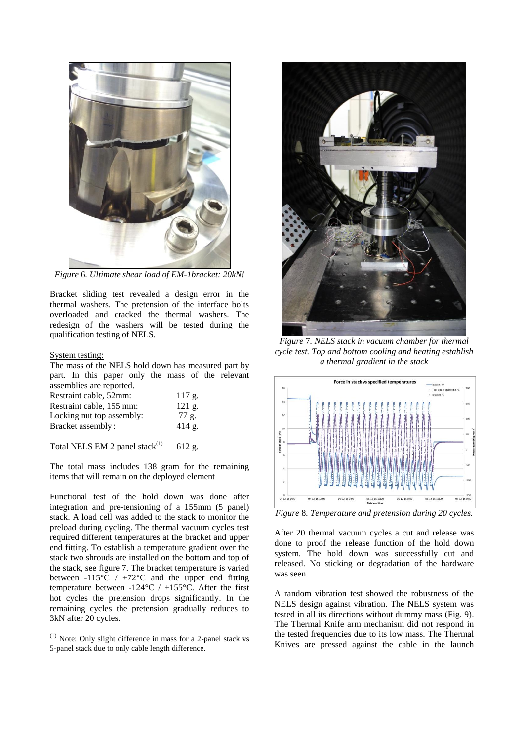*Figure 6. Ultimate shear load of EM-1bracket: 20kN!*

Bracket sliding test revealed a design error in the thermal washers. The pretension of the interface bolts overloaded and cracked the thermal washers. The redesign of the washers will be tested during the qualification testing of NELS.

System testing:

The mass of the NELS hold down has measured part by part. In this paper only the mass of the relevant assemblies are reported.

| | |
|---|---|
| Restraint cable, 52mm: | 117 g. |
| Restraint cable, 155 mm: | 121 g. |
| Locking nut top assembly: | 77 g. |
| Bracket assembly: | 414 g. |
| | |
| Total NELS EM 2 panel stack[(1)] | 612 g. |

The total mass includes 138 gram for the remaining items that will remain on the deployed element

Functional test of the hold down was done after integration and pre-tensioning of a 155mm (5 panel) stack. A load cell was added to the stack to monitor the preload during cycling. The thermal vacuum cycles test required different temperatures at the bracket and upper end fitting. To establish a temperature gradient over the stack two shrouds are installed on the bottom and top of the stack, see figure 7. The bracket temperature is varied between -115°C / +72°C and the upper end fitting temperature between -124°C / +155°C. After the first hot cycles the pretension drops significantly. In the remaining cycles the pretension gradually reduces to 3kN after 20 cycles.

[(1)] Note: Only slight difference in mass for a 2-panel stack vs 5-panel stack due to only cable length difference.

*Figure 7. NELS stack in vacuum chamber for thermal cycle test. Top and bottom cooling and heating establish a thermal gradient in the stack*

*Figure 8. Temperature and pretension during 20 cycles.*

After 20 thermal vacuum cycles a cut and release was done to proof the release function of the hold down system. The hold down was successfully cut and released. No sticking or degradation of the hardware was seen.

A random vibration test showed the robustness of the NELS design against vibration. The NELS system was tested in all its directions without dummy mass (Fig. 9). The Thermal Knife arm mechanism did not respond in the tested frequencies due to its low mass. The Thermal Knives are pressed against the cable in the launch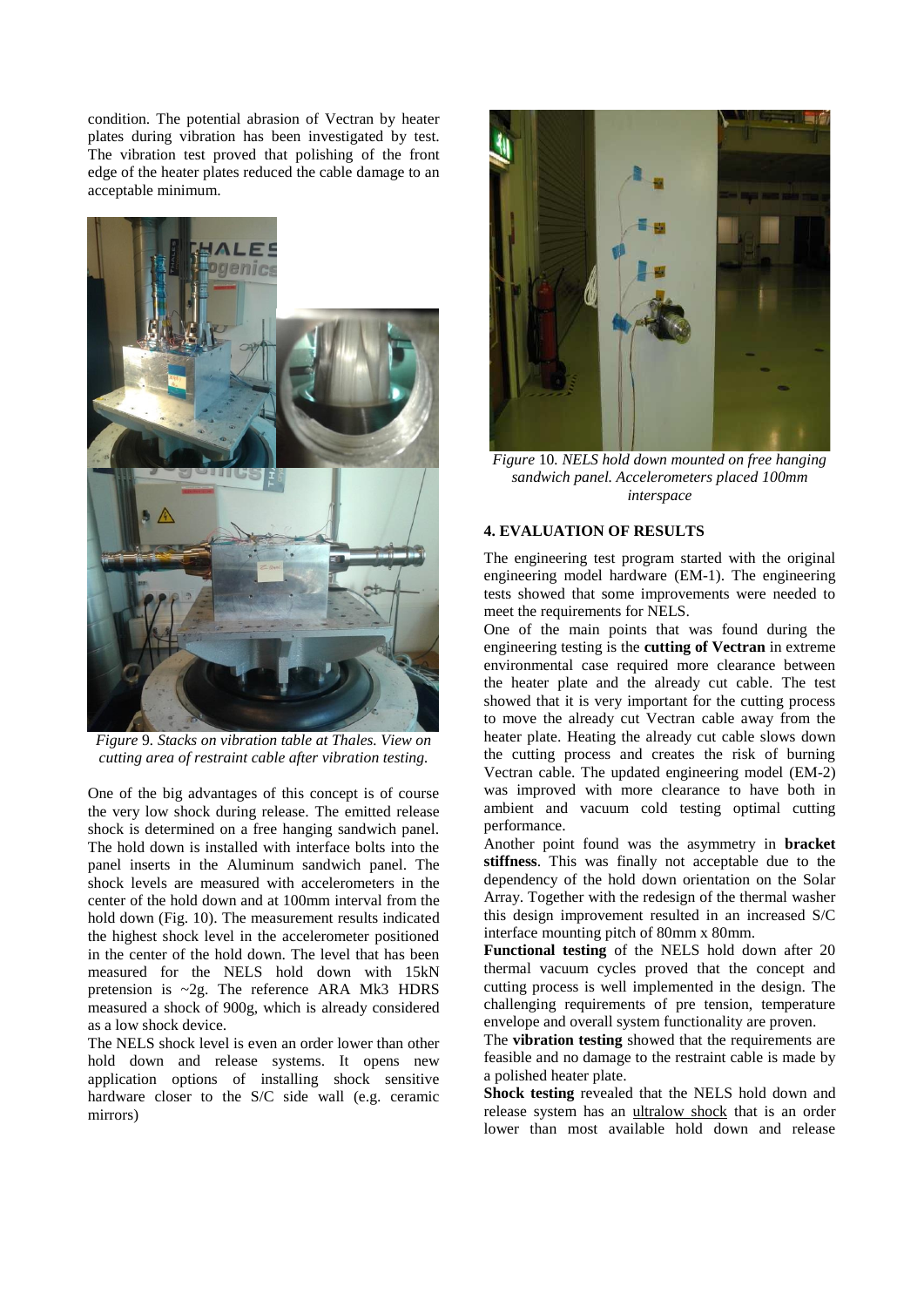condition. The potential abrasion of Vectran by heater plates during vibration has been investigated by test. The vibration test proved that polishing of the front edge of the heater plates reduced the cable damage to an acceptable minimum.

*Figure* 9. *Stacks on vibration table at Thales. View on cutting area of restraint cable after vibration testing.*

One of the big advantages of this concept is of course the very low shock during release. The emitted release shock is determined on a free hanging sandwich panel. The hold down is installed with interface bolts into the panel inserts in the Aluminum sandwich panel. The shock levels are measured with accelerometers in the center of the hold down and at 100mm interval from the hold down (Fig. 10). The measurement results indicated the highest shock level in the accelerometer positioned in the center of the hold down. The level that has been measured for the NELS hold down with 15kN pretension is ~2g. The reference ARA Mk3 HDRS measured a shock of 900g, which is already considered as a low shock device.

The NELS shock level is even an order lower than other hold down and release systems. It opens new application options of installing shock sensitive hardware closer to the S/C side wall (e.g. ceramic mirrors)

*Figure* 10. *NELS hold down mounted on free hanging sandwich panel. Accelerometers placed 100mm interspace*

### 4. EVALUATION OF RESULTS

The engineering test program started with the original engineering model hardware (EM-1). The engineering tests showed that some improvements were needed to meet the requirements for NELS.

One of the main points that was found during the engineering testing is the **cutting of Vectran** in extreme environmental case required more clearance between the heater plate and the already cut cable. The test showed that it is very important for the cutting process to move the already cut Vectran cable away from the heater plate. Heating the already cut cable slows down the cutting process and creates the risk of burning Vectran cable. The updated engineering model (EM-2) was improved with more clearance to have both in ambient and vacuum cold testing optimal cutting performance.

Another point found was the asymmetry in **bracket stiffness**. This was finally not acceptable due to the dependency of the hold down orientation on the Solar Array. Together with the redesign of the thermal washer this design improvement resulted in an increased S/C interface mounting pitch of 80mm x 80mm.

**Functional testing** of the NELS hold down after 20 thermal vacuum cycles proved that the concept and cutting process is well implemented in the design. The challenging requirements of pre tension, temperature envelope and overall system functionality are proven.

The **vibration testing** showed that the requirements are feasible and no damage to the restraint cable is made by a polished heater plate.

**Shock testing** revealed that the NELS hold down and release system has an ultralow shock that is an order lower than most available hold down and release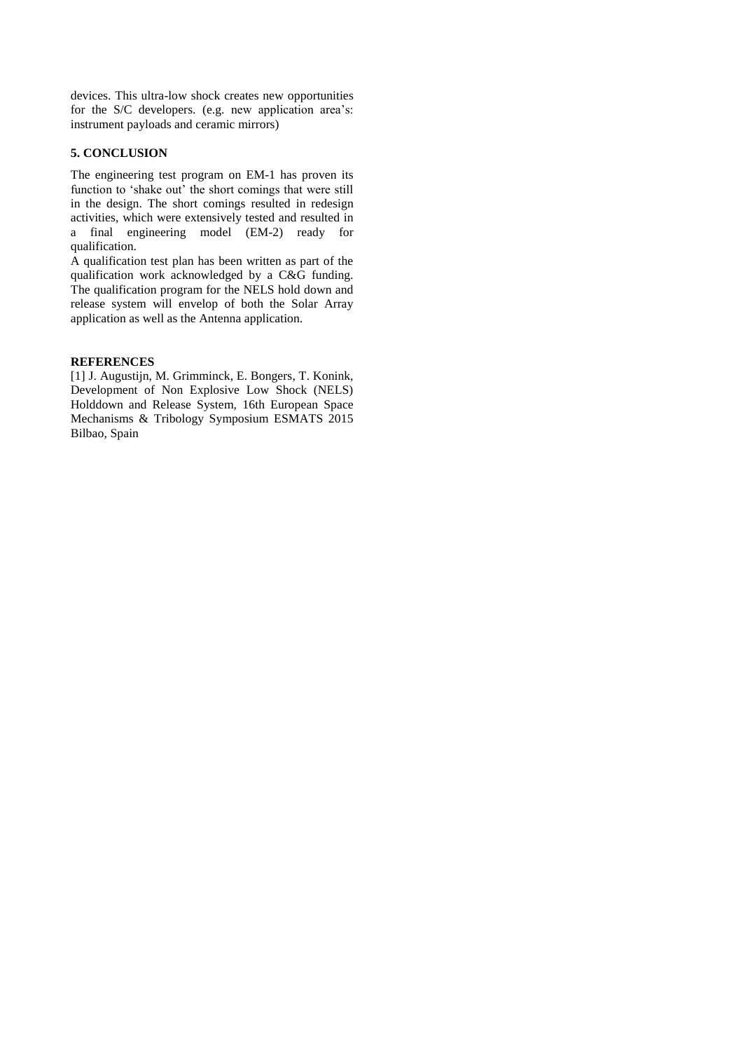devices. This ultra-low shock creates new opportunities for the S/C developers. (e.g. new application area's: instrument payloads and ceramic mirrors)

## 5. CONCLUSION

The engineering test program on EM-1 has proven its function to 'shake out' the short comings that were still in the design. The short comings resulted in redesign activities, which were extensively tested and resulted in a final engineering model (EM-2) ready for qualification.

A qualification test plan has been written as part of the qualification work acknowledged by a C&G funding. The qualification program for the NELS hold down and release system will envelop of both the Solar Array application as well as the Antenna application.

## REFERENCES

[1] J. Augustijn, M. Grimminck, E. Bongers, T. Konink, Development of Non Explosive Low Shock (NELS) Holddown and Release System, 16th European Space Mechanisms & Tribology Symposium ESMATS 2015 Bilbao, Spain